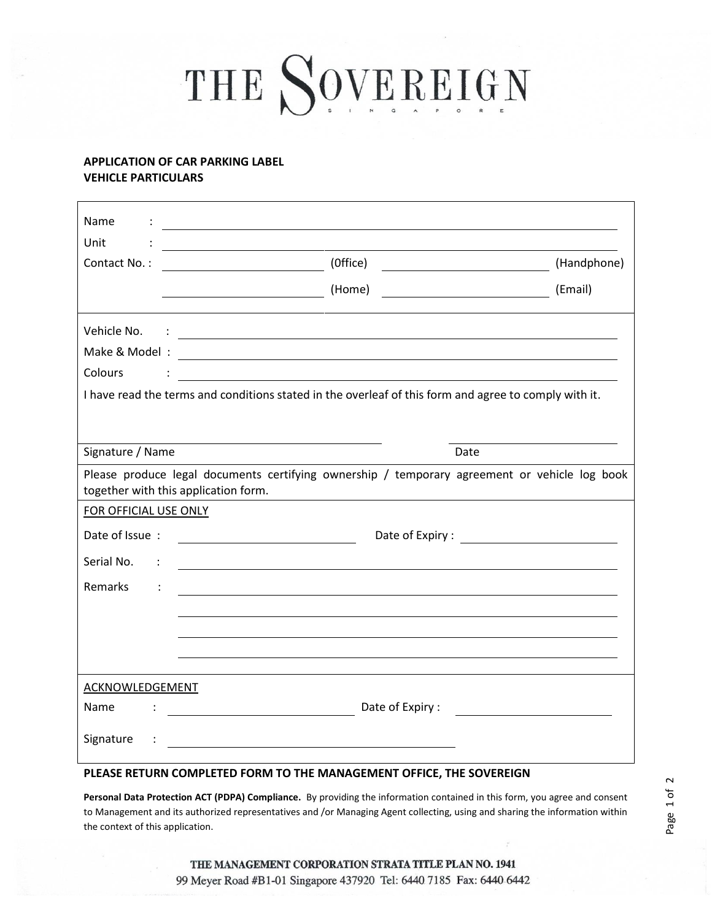# THE SOVEREIGN

SINGAPORE

**APPLICATION OF CAR PARKING LABEL**
**VEHICLE PARTICULARS**

Name : ______________________________

Unit : ______________________________

Contact No. : ____________ (0ffice) ____________ (Handphone)

____________ (Home) ____________ (Email)

Vehicle No. : ______________________________

Make & Model : ______________________________

Colours : ______________________________

I have read the terms and conditions stated in the overleaf of this form and agree to comply with it.

______________________________ ______________

Signature / Name Date

Please produce legal documents certifying ownership / temporary agreement or vehicle log book together with this application form.

FOR OFFICIAL USE ONLY

Date of Issue : ______________ Date of Expiry : ______________

Serial No. : ______________________________

Remarks : ______________________________

______________________________

______________________________

______________________________

ACKNOWLEDGEMENT

Name : ______________ Date of Expiry : ______________

Signature : ______________________________

**PLEASE RETURN COMPLETED FORM TO THE MANAGEMENT OFFICE, THE SOVEREIGN**

**Personal Data Protection ACT (PDPA) Compliance.** By providing the information contained in this form, you agree and consent to Management and its authorized representatives and /or Managing Agent collecting, using and sharing the information within the context of this application.

**THE MANAGEMENT CORPORATION STRATA TITLE PLAN NO. 1941**
99 Meyer Road #B1-01 Singapore 437920 Tel: 6440 7185 Fax: 6440 6442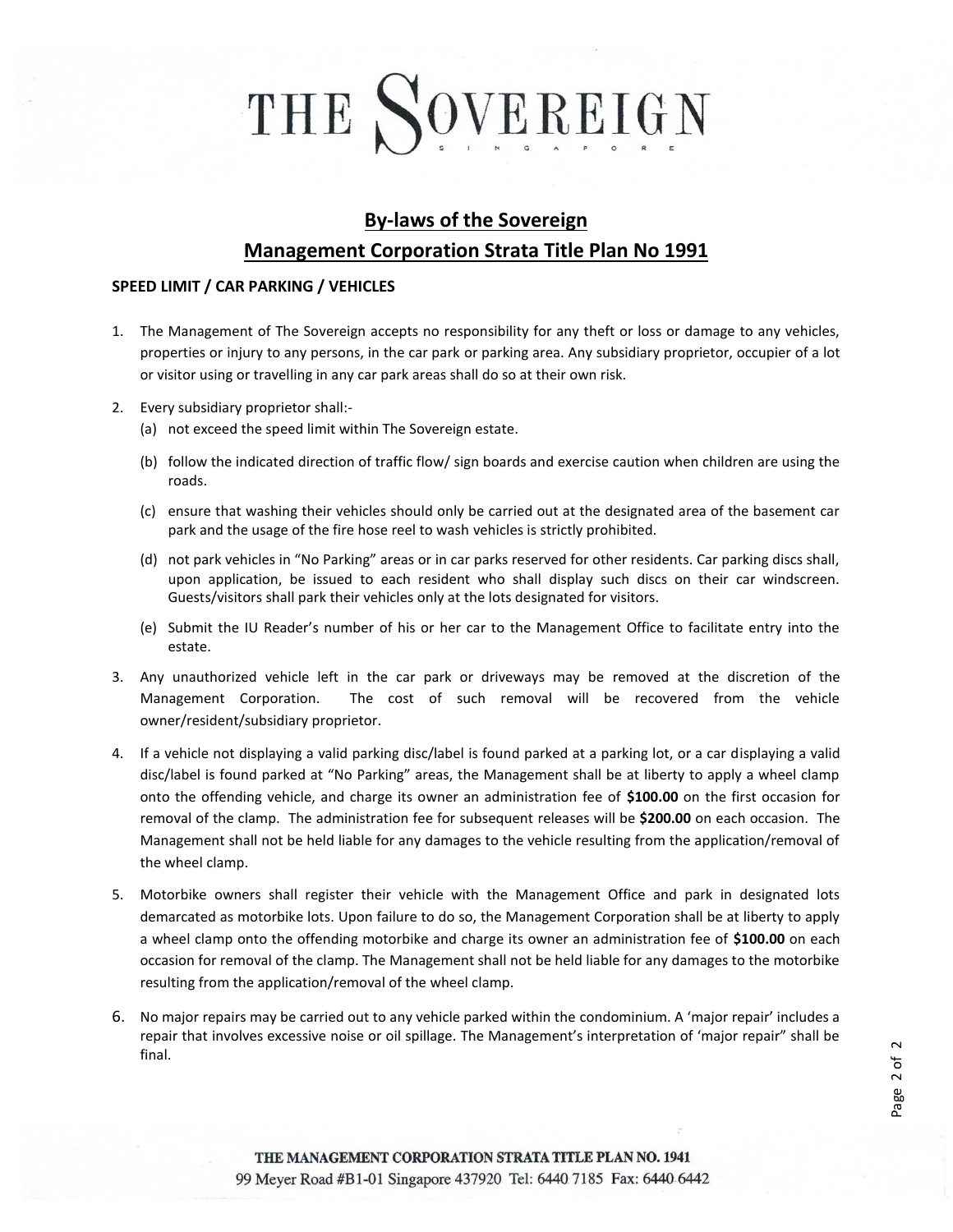# THE SOVEREIGN

SINGAPORE

## By-laws of the Sovereign

## Management Corporation Strata Title Plan No 1991

### SPEED LIMIT / CAR PARKING / VEHICLES

1. The Management of The Sovereign accepts no responsibility for any theft or loss or damage to any vehicles, properties or injury to any persons, in the car park or parking area. Any subsidiary proprietor, occupier of a lot or visitor using or travelling in any car park areas shall do so at their own risk.

2. Every subsidiary proprietor shall:-
   (a) not exceed the speed limit within The Sovereign estate.

   (b) follow the indicated direction of traffic flow/ sign boards and exercise caution when children are using the roads.

   (c) ensure that washing their vehicles should only be carried out at the designated area of the basement car park and the usage of the fire hose reel to wash vehicles is strictly prohibited.

   (d) not park vehicles in "No Parking" areas or in car parks reserved for other residents. Car parking discs shall, upon application, be issued to each resident who shall display such discs on their car windscreen. Guests/visitors shall park their vehicles only at the lots designated for visitors.

   (e) Submit the IU Reader's number of his or her car to the Management Office to facilitate entry into the estate.

3. Any unauthorized vehicle left in the car park or driveways may be removed at the discretion of the Management Corporation. The cost of such removal will be recovered from the vehicle owner/resident/subsidiary proprietor.

4. If a vehicle not displaying a valid parking disc/label is found parked at a parking lot, or a car displaying a valid disc/label is found parked at "No Parking" areas, the Management shall be at liberty to apply a wheel clamp onto the offending vehicle, and charge its owner an administration fee of **$100.00** on the first occasion for removal of the clamp. The administration fee for subsequent releases will be **$200.00** on each occasion. The Management shall not be held liable for any damages to the vehicle resulting from the application/removal of the wheel clamp.

5. Motorbike owners shall register their vehicle with the Management Office and park in designated lots demarcated as motorbike lots. Upon failure to do so, the Management Corporation shall be at liberty to apply a wheel clamp onto the offending motorbike and charge its owner an administration fee of **$100.00** on each occasion for removal of the clamp. The Management shall not be held liable for any damages to the motorbike resulting from the application/removal of the wheel clamp.

6. No major repairs may be carried out to any vehicle parked within the condominium. A 'major repair' includes a repair that involves excessive noise or oil spillage. The Management's interpretation of 'major repair" shall be final.

THE MANAGEMENT CORPORATION STRATA TITLE PLAN NO. 1941
99 Meyer Road #B1-01 Singapore 437920 Tel: 6440 7185 Fax: 6440 6442